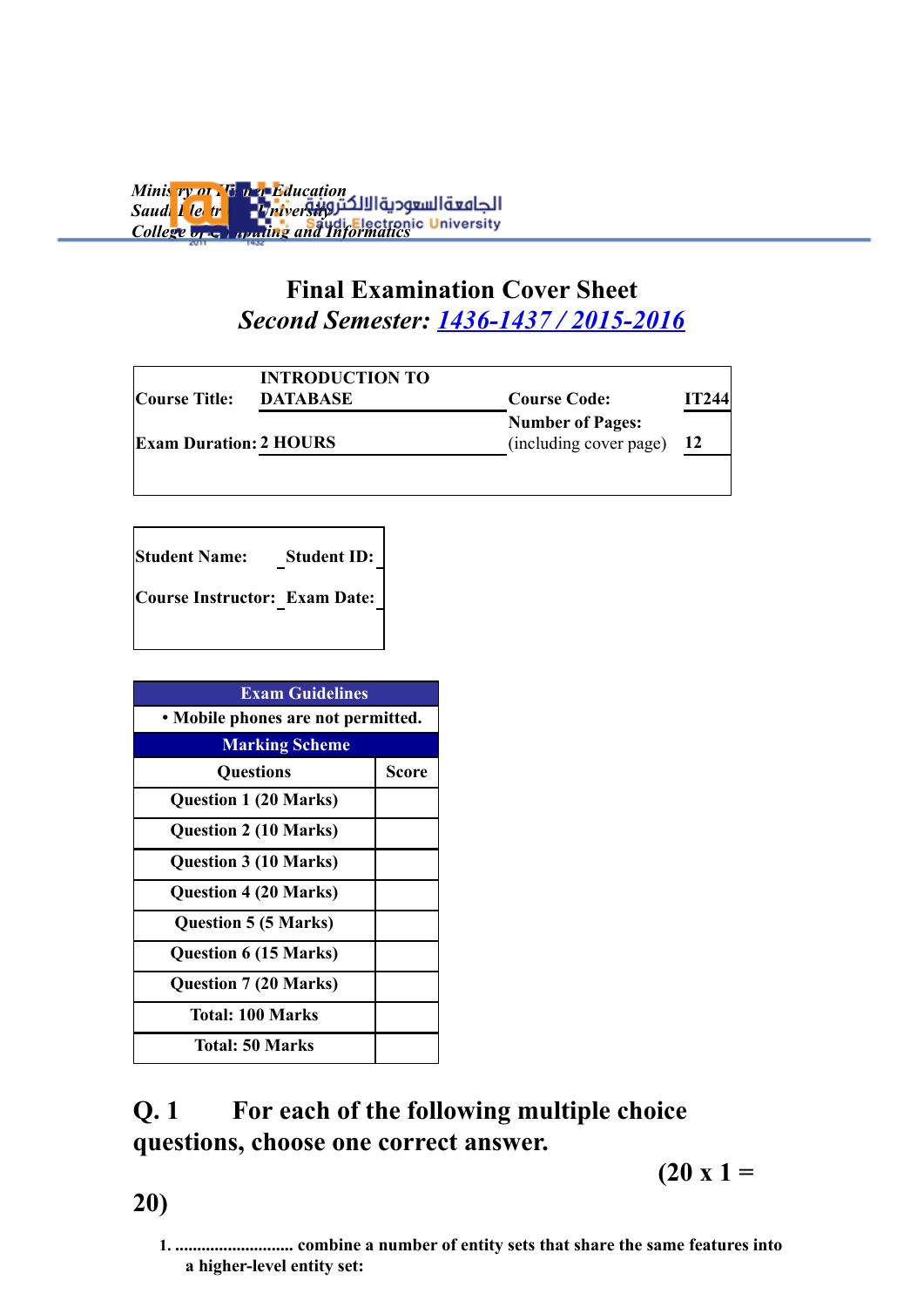Ministry of Higher Education
Saudi Electronic University
College of Computing and Informatics

الجامعة السعودية الالكترونية
Saudi Electronic University

# Final Examination Cover Sheet

*Second Semester: 1436-1437 / 2015-2016*

| | | | |
|---|---|---|---|
| Course Title: | INTRODUCTION TO DATABASE | Course Code: | IT244 |
| Exam Duration: | 2 HOURS | Number of Pages: (including cover page) | 12 |

| | |
|---|---|
| Student Name: | Student ID: |
| Course Instructor: | Exam Date: |

| Exam Guidelines | |
|---|---|
| • Mobile phones are not permitted. | |
| **Marking Scheme** | |
| Questions | Score |
| Question 1 (20 Marks) | |
| Question 2 (10 Marks) | |
| Question 3 (10 Marks) | |
| Question 4 (20 Marks) | |
| Question 5 (5 Marks) | |
| Question 6 (15 Marks) | |
| Question 7 (20 Marks) | |
| Total: 100 Marks | |
| Total: 50 Marks | |

## Q. 1 For each of the following multiple choice questions, choose one correct answer.

**(20 x 1 = 20)**

1. .......................... combine a number of entity sets that share the same features into a higher-level entity set: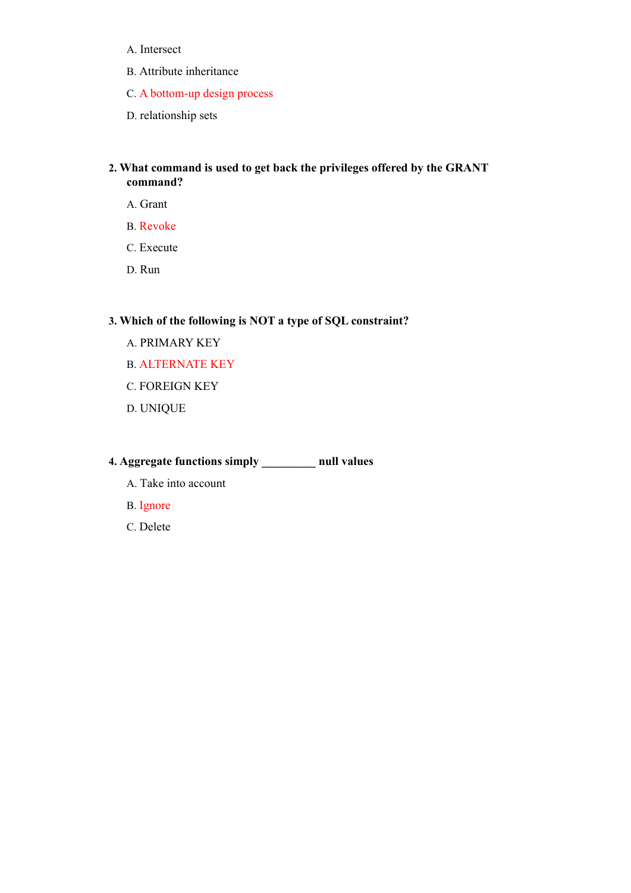A. Intersect

B. Attribute inheritance

C. A bottom-up design process

D. relationship sets

**2. What command is used to get back the privileges offered by the GRANT command?**

A. Grant

B. Revoke

C. Execute

D. Run

**3. Which of the following is NOT a type of SQL constraint?**

A. PRIMARY KEY

B. ALTERNATE KEY

C. FOREIGN KEY

D. UNIQUE

**4. Aggregate functions simply _________ null values**

A. Take into account

B. Ignore

C. Delete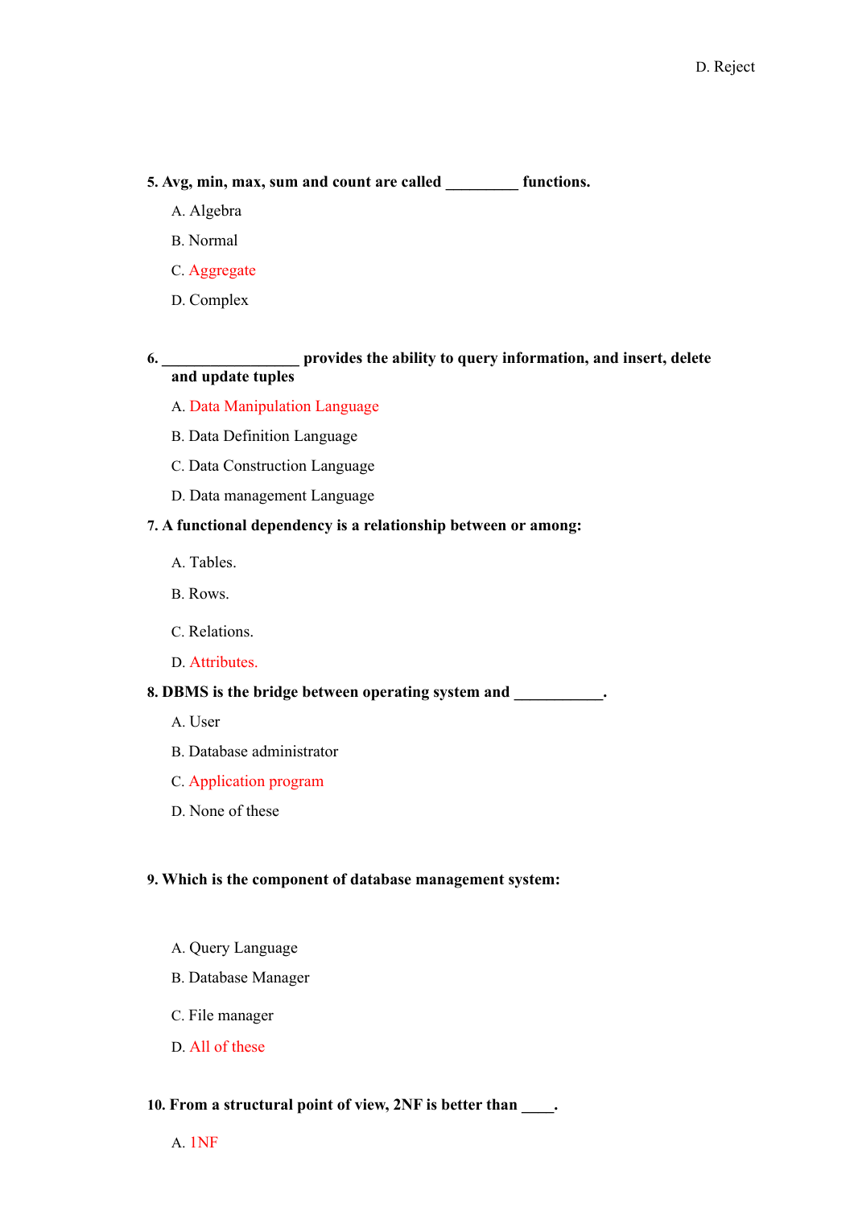D. Reject

**5. Avg, min, max, sum and count are called _________ functions.**

A. Algebra

B. Normal

C. Aggregate

D. Complex

**6. _________________ provides the ability to query information, and insert, delete and update tuples**

A. Data Manipulation Language

B. Data Definition Language

C. Data Construction Language

D. Data management Language

**7. A functional dependency is a relationship between or among:**

A. Tables.

B. Rows.

C. Relations.

D. Attributes.

**8. DBMS is the bridge between operating system and ___________.**

A. User

B. Database administrator

C. Application program

D. None of these

**9. Which is the component of database management system:**

A. Query Language

B. Database Manager

C. File manager

D. All of these

**10. From a structural point of view, 2NF is better than ____.**

A. 1NF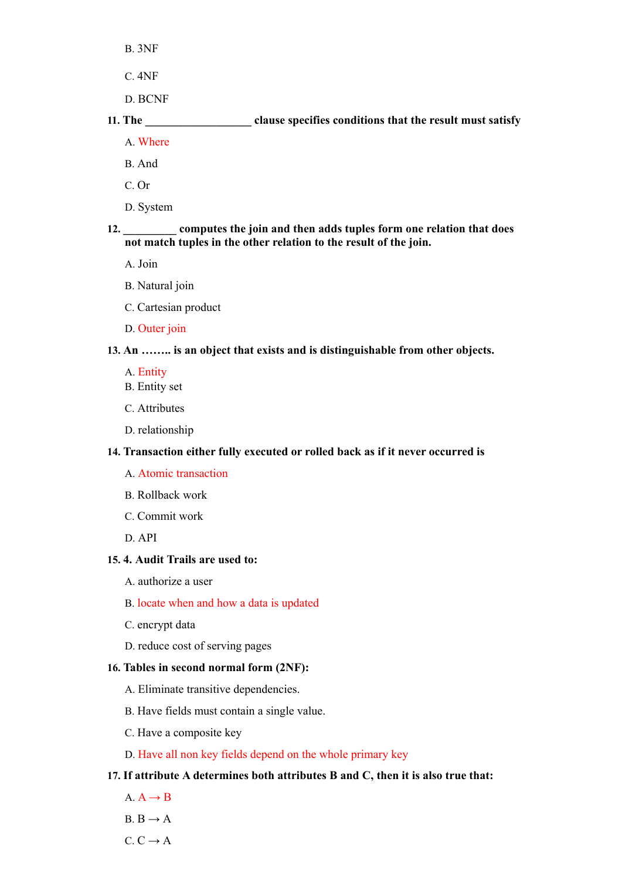B. 3NF

C. 4NF

D. BCNF

**11. The __________________ clause specifies conditions that the result must satisfy**

A. Where

B. And

C. Or

D. System

**12. _________ computes the join and then adds tuples form one relation that does not match tuples in the other relation to the result of the join.**

A. Join

B. Natural join

C. Cartesian product

D. Outer join

**13. An …….. is an object that exists and is distinguishable from other objects.**

A. Entity

B. Entity set

C. Attributes

D. relationship

**14. Transaction either fully executed or rolled back as if it never occurred is**

A. Atomic transaction

B. Rollback work

C. Commit work

D. API

**15. 4. Audit Trails are used to:**

A. authorize a user

B. locate when and how a data is updated

C. encrypt data

D. reduce cost of serving pages

**16. Tables in second normal form (2NF):**

A. Eliminate transitive dependencies.

B. Have fields must contain a single value.

C. Have a composite key

D. Have all non key fields depend on the whole primary key

**17. If attribute A determines both attributes B and C, then it is also true that:**

A. $A \rightarrow B$

B. $B \rightarrow A$

C. $C \rightarrow A$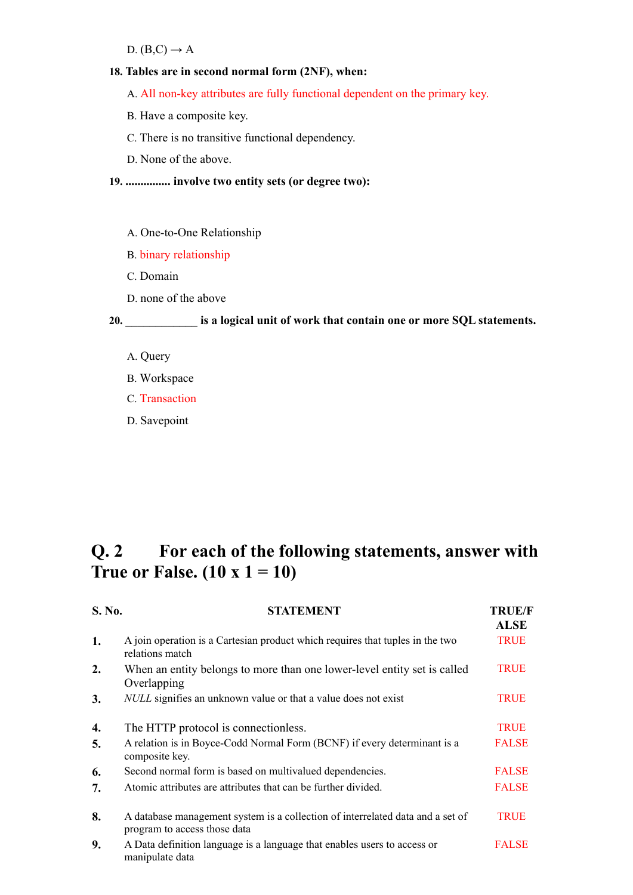D. (B,C) → A

**18. Tables are in second normal form (2NF), when:**

A. All non-key attributes are fully functional dependent on the primary key.

B. Have a composite key.

C. There is no transitive functional dependency.

D. None of the above.

**19. ............... involve two entity sets (or degree two):**

A. One-to-One Relationship

B. binary relationship

C. Domain

D. none of the above

**20. ____________ is a logical unit of work that contain one or more SQL statements.**

A. Query

B. Workspace

C. Transaction

D. Savepoint

## Q. 2 For each of the following statements, answer with True or False. (10 x 1 = 10)

| S. No. | STATEMENT | TRUE/FALSE |
|---|---|---|
| 1. | A join operation is a Cartesian product which requires that tuples in the two relations match | TRUE |
| 2. | When an entity belongs to more than one lower-level entity set is called Overlapping | TRUE |
| 3. | *NULL* signifies an unknown value or that a value does not exist | TRUE |
| 4. | The HTTP protocol is connectionless. | TRUE |
| 5. | A relation is in Boyce-Codd Normal Form (BCNF) if every determinant is a composite key. | FALSE |
| 6. | Second normal form is based on multivalued dependencies. | FALSE |
| 7. | Atomic attributes are attributes that can be further divided. | FALSE |
| 8. | A database management system is a collection of interrelated data and a set of program to access those data | TRUE |
| 9. | A Data definition language is a language that enables users to access or manipulate data | FALSE |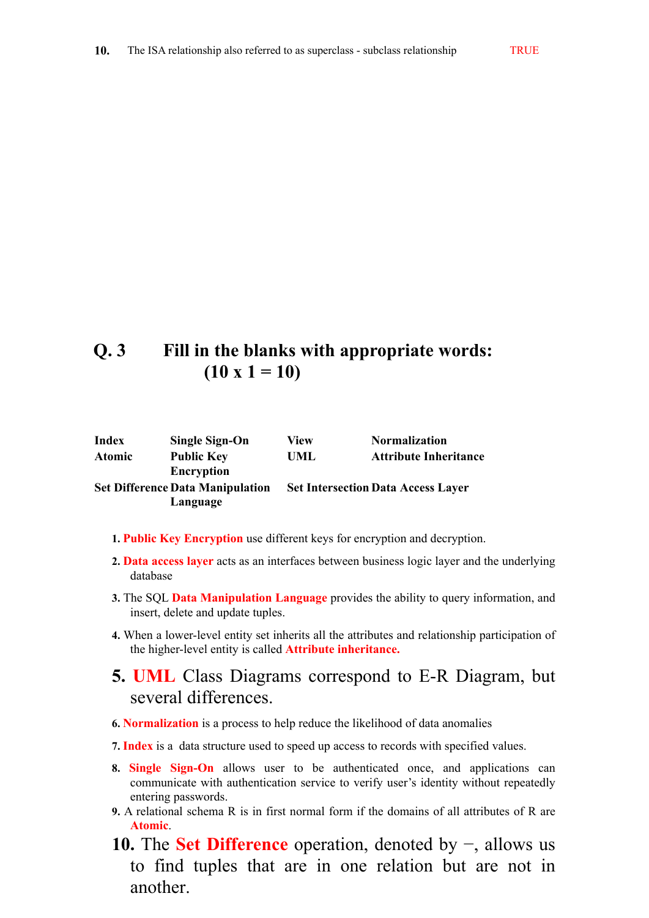10. The ISA relationship also referred to as superclass - subclass relationship TRUE

## Q. 3 Fill in the blanks with appropriate words: (10 x 1 = 10)

| | | | |
|---|---|---|---|
| **Index** | **Single Sign-On** | **View** | **Normalization** |
| **Atomic** | **Public Key Encryption** | **UML** | **Attribute Inheritance** |
| **Set Difference** | **Data Manipulation Language** | **Set Intersection** | **Data Access Layer** |

1. **Public Key Encryption** use different keys for encryption and decryption.
2. **Data access layer** acts as an interfaces between business logic layer and the underlying database
3. The SQL **Data Manipulation Language** provides the ability to query information, and insert, delete and update tuples.
4. When a lower-level entity set inherits all the attributes and relationship participation of the higher-level entity is called **Attribute inheritance.**
5. **UML** Class Diagrams correspond to E-R Diagram, but several differences.
6. **Normalization** is a process to help reduce the likelihood of data anomalies
7. **Index** is a data structure used to speed up access to records with specified values.
8. **Single Sign-On** allows user to be authenticated once, and applications can communicate with authentication service to verify user's identity without repeatedly entering passwords.
9. A relational schema R is in first normal form if the domains of all attributes of R are **Atomic**.
10. The **Set Difference** operation, denoted by −, allows us to find tuples that are in one relation but are not in another.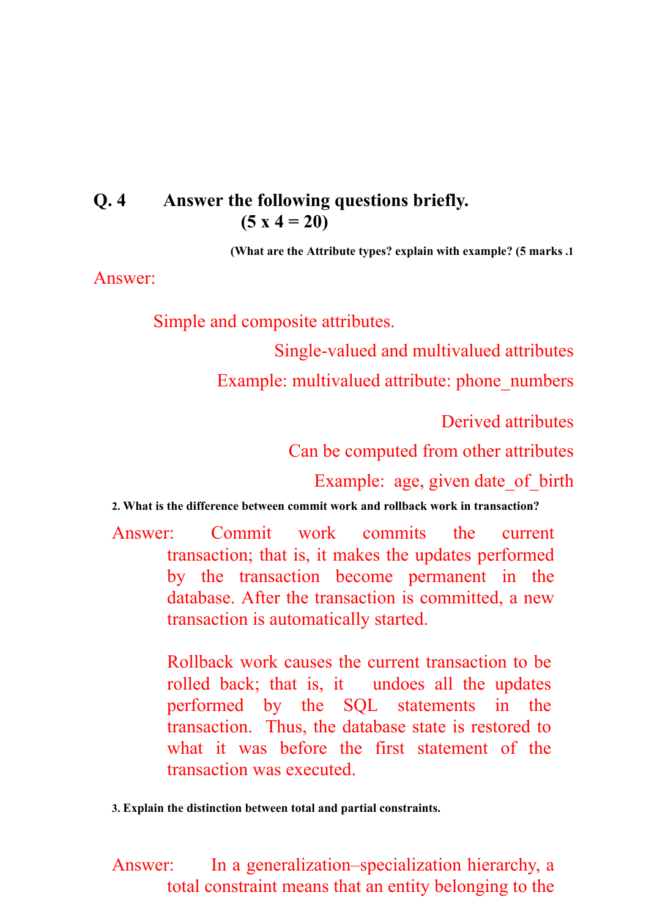**Q. 4 Answer the following questions briefly. (5 x 4 = 20)**

**(What are the Attribute types? explain with example? (5 marks .1**

Answer:

Simple and composite attributes.

Single-valued and multivalued attributes

Example: multivalued attribute: phone_numbers

Derived attributes

Can be computed from other attributes

Example: age, given date_of_birth

**2. What is the difference between commit work and rollback work in transaction?**

Answer: Commit work commits the current transaction; that is, it makes the updates performed by the transaction become permanent in the database. After the transaction is committed, a new transaction is automatically started.

Rollback work causes the current transaction to be rolled back; that is, it undoes all the updates performed by the SQL statements in the transaction. Thus, the database state is restored to what it was before the first statement of the transaction was executed.

**3. Explain the distinction between total and partial constraints.**

Answer: In a generalization–specialization hierarchy, a total constraint means that an entity belonging to the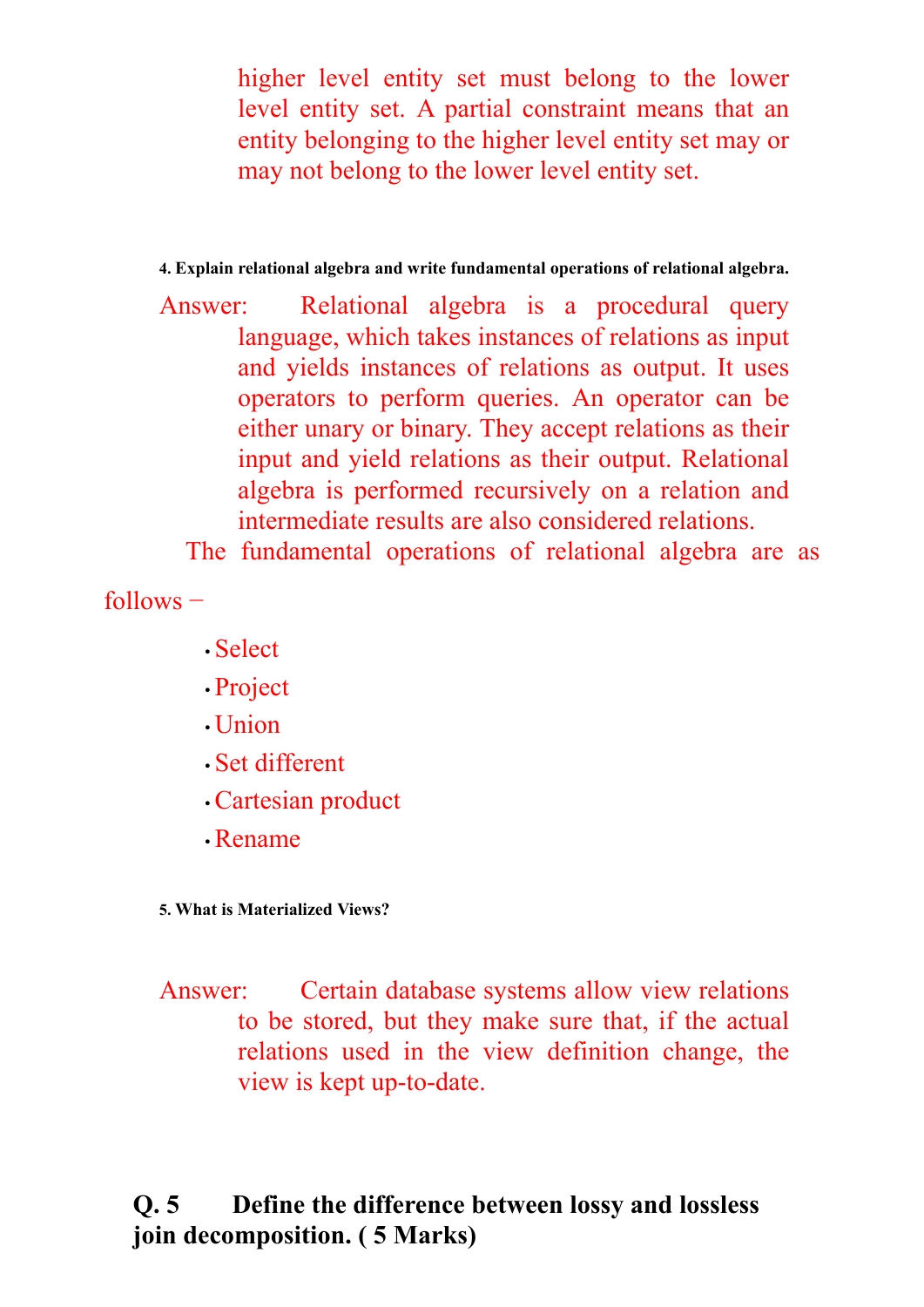higher level entity set must belong to the lower level entity set. A partial constraint means that an entity belonging to the higher level entity set may or may not belong to the lower level entity set.

**4. Explain relational algebra and write fundamental operations of relational algebra.**

Answer: Relational algebra is a procedural query language, which takes instances of relations as input and yields instances of relations as output. It uses operators to perform queries. An operator can be either unary or binary. They accept relations as their input and yield relations as their output. Relational algebra is performed recursively on a relation and intermediate results are also considered relations.

The fundamental operations of relational algebra are as follows −

- Select
- Project
- Union
- Set different
- Cartesian product
- Rename

**5. What is Materialized Views?**

Answer: Certain database systems allow view relations to be stored, but they make sure that, if the actual relations used in the view definition change, the view is kept up-to-date.

**Q. 5 Define the difference between lossy and lossless join decomposition. ( 5 Marks)**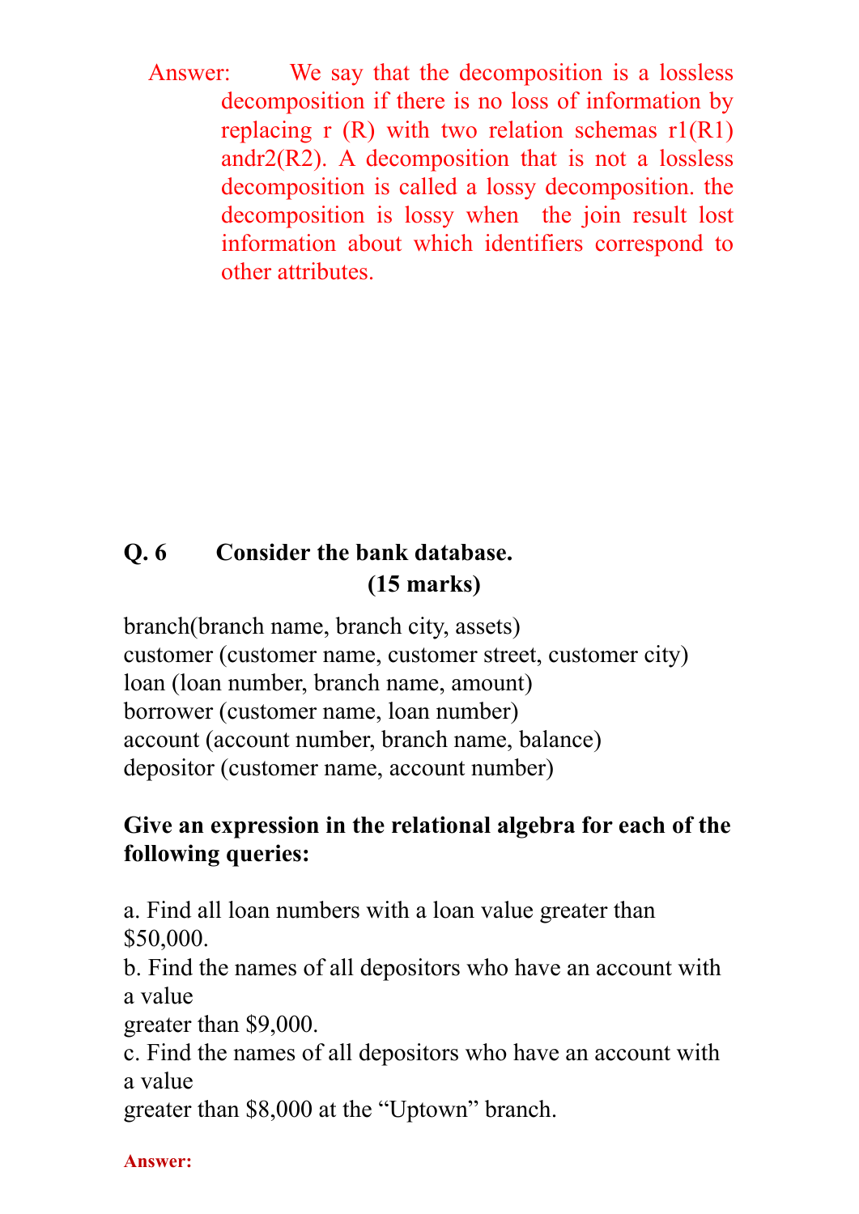Answer: We say that the decomposition is a lossless decomposition if there is no loss of information by replacing r (R) with two relation schemas r1(R1) andr2(R2). A decomposition that is not a lossless decomposition is called a lossy decomposition. the decomposition is lossy when the join result lost information about which identifiers correspond to other attributes.

**Q. 6 Consider the bank database. (15 marks)**

branch(branch name, branch city, assets)
customer (customer name, customer street, customer city)
loan (loan number, branch name, amount)
borrower (customer name, loan number)
account (account number, branch name, balance)
depositor (customer name, account number)

**Give an expression in the relational algebra for each of the following queries:**

a. Find all loan numbers with a loan value greater than $50,000.
b. Find the names of all depositors who have an account with a value greater than $9,000.
c. Find the names of all depositors who have an account with a value greater than $8,000 at the "Uptown" branch.

**Answer:**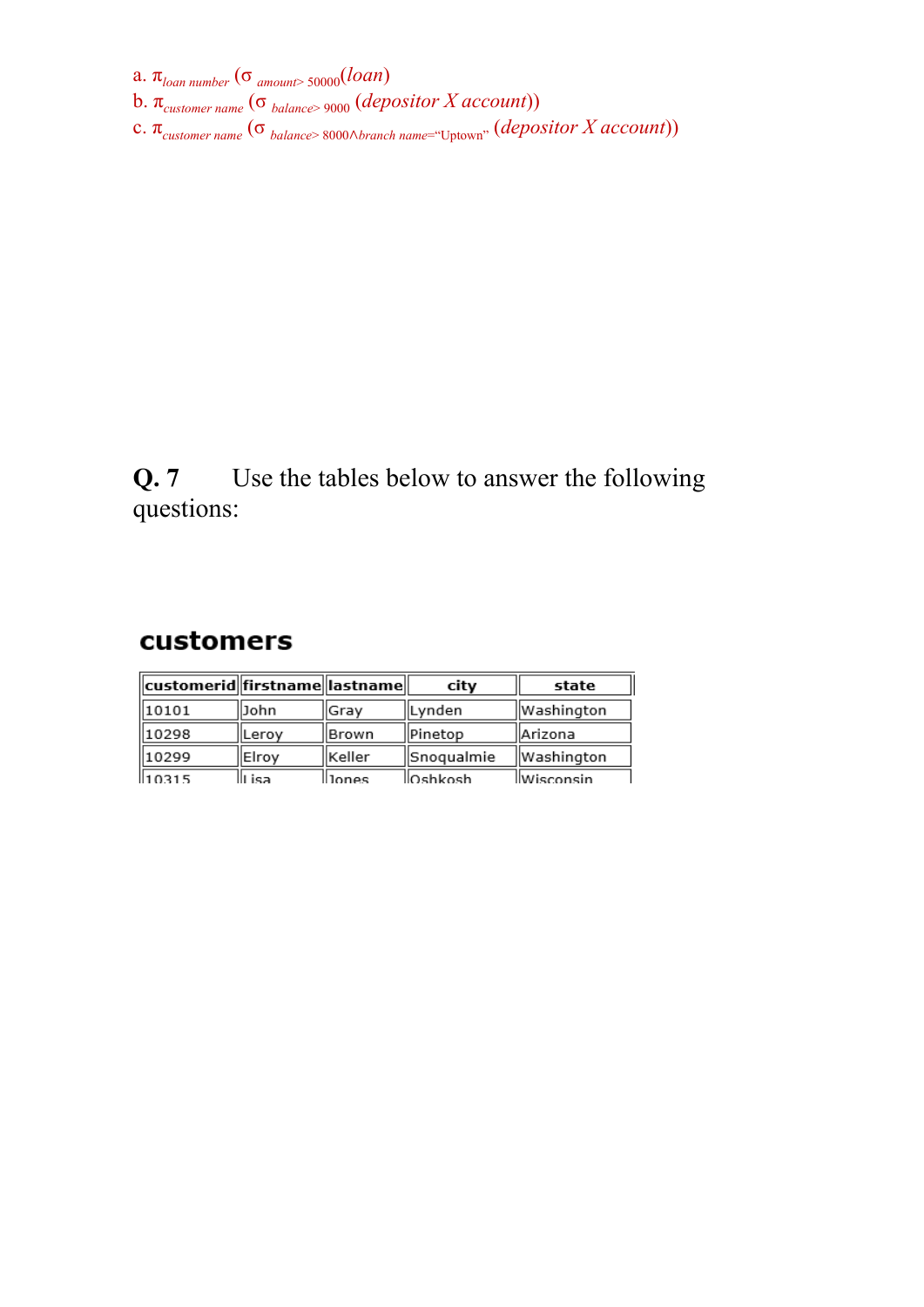a. $\pi_{loan\ number}\ (\sigma_{\ amount>\ 50000}(loan))$

b. $\pi_{customer\ name}\ (\sigma_{\ balance>\ 9000}\ (depositor\ X\ account))$

c. $\pi_{customer\ name}\ (\sigma_{\ balance>\ 8000 \land branch\ name=\text{"Uptown"}}\ (depositor\ X\ account))$

**Q. 7** Use the tables below to answer the following questions:

## customers

| customerid | firstname | lastname | city | state |
|---|---|---|---|---|
| 10101 | John | Gray | Lynden | Washington |
| 10298 | Leroy | Brown | Pinetop | Arizona |
| 10299 | Elroy | Keller | Snoqualmie | Washington |
| 10315 | Lisa | Jones | Oshkosh | Wisconsin |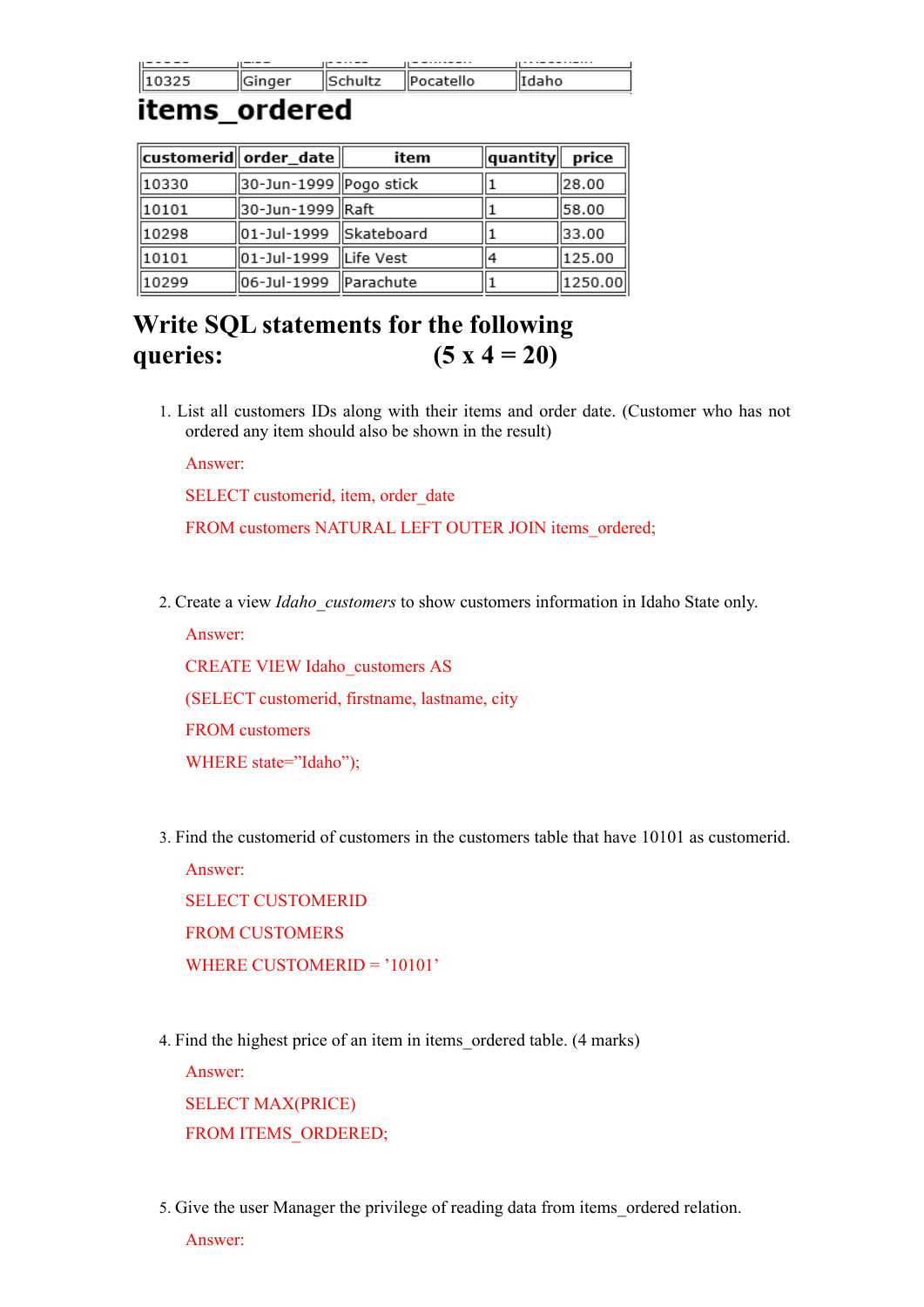| 10325 | Ginger | Schultz | Pocatello | Idaho |
|---|---|---|---|---|

# items_ordered

| customerid | order_date | item | quantity | price |
|---|---|---|---|---|
| 10330 | 30-Jun-1999 | Pogo stick | 1 | 28.00 |
| 10101 | 30-Jun-1999 | Raft | 1 | 58.00 |
| 10298 | 01-Jul-1999 | Skateboard | 1 | 33.00 |
| 10101 | 01-Jul-1999 | Life Vest | 4 | 125.00 |
| 10299 | 06-Jul-1999 | Parachute | 1 | 1250.00 |

## Write SQL statements for the following queries: (5 x 4 = 20)

1. List all customers IDs along with their items and order date. (Customer who has not ordered any item should also be shown in the result)

   Answer:

   SELECT customerid, item, order_date

   FROM customers NATURAL LEFT OUTER JOIN items_ordered;

2. Create a view *Idaho_customers* to show customers information in Idaho State only.

   Answer:

   CREATE VIEW Idaho_customers AS

   (SELECT customerid, firstname, lastname, city

   FROM customers

   WHERE state="Idaho");

3. Find the customerid of customers in the customers table that have 10101 as customerid.

   Answer:

   SELECT CUSTOMERID

   FROM CUSTOMERS

   WHERE CUSTOMERID = '10101'

4. Find the highest price of an item in items_ordered table. (4 marks)

   Answer:

   SELECT MAX(PRICE)

   FROM ITEMS_ORDERED;

5. Give the user Manager the privilege of reading data from items_ordered relation.

   Answer: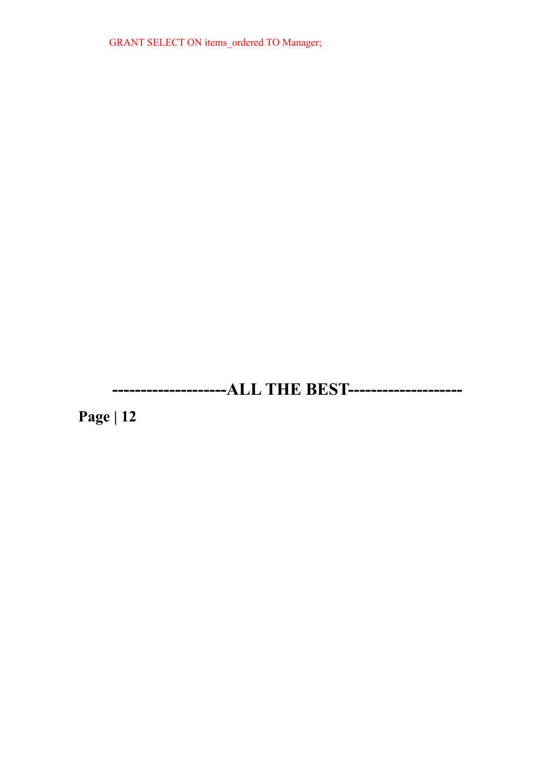```
GRANT SELECT ON items_ordered TO Manager;
```

**--------------------ALL THE BEST--------------------**